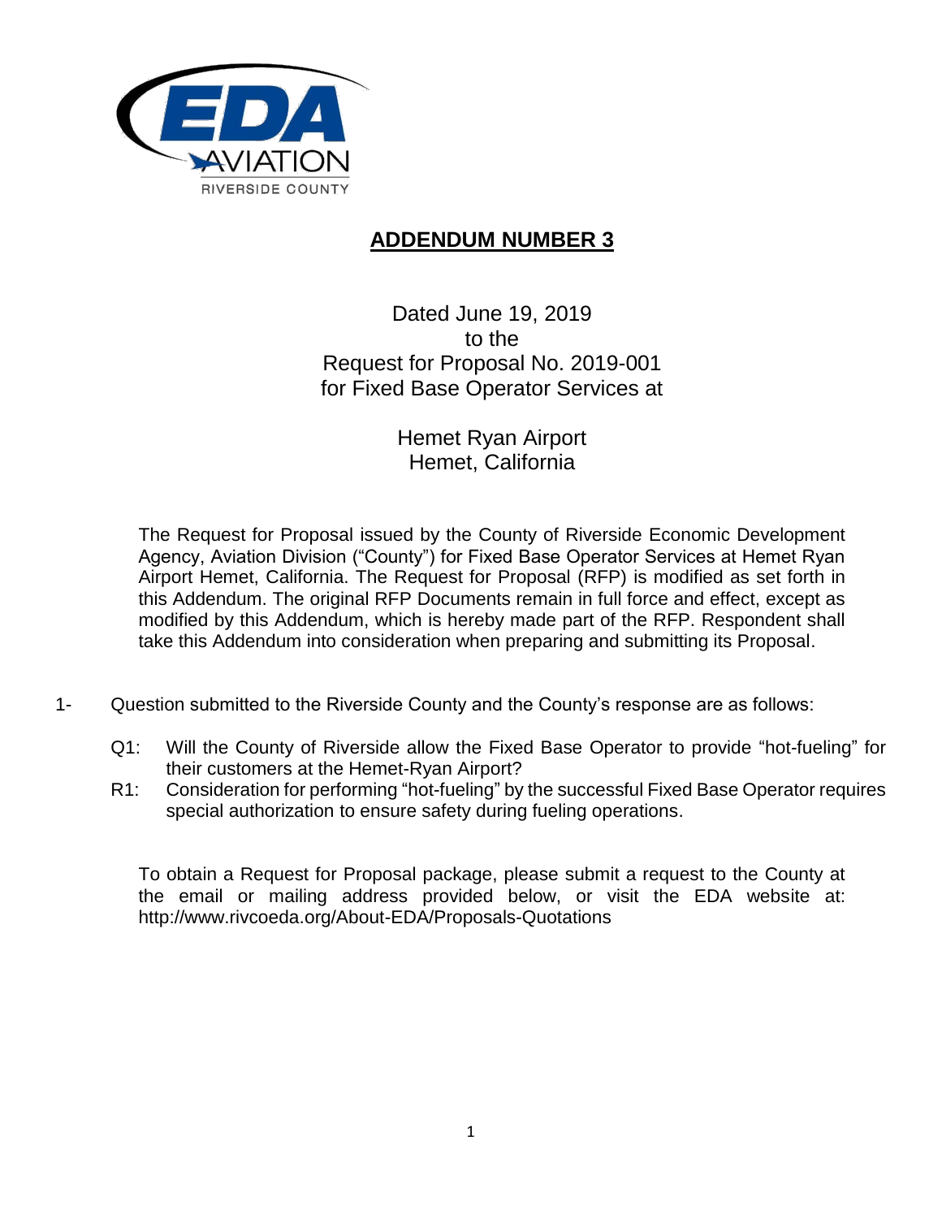# ADDENDUM NUMBER 3

Dated June 19, 2019
to the
Request for Proposal No. 2019-001
for Fixed Base Operator Services at

Hemet Ryan Airport
Hemet, California

The Request for Proposal issued by the County of Riverside Economic Development Agency, Aviation Division ("County") for Fixed Base Operator Services at Hemet Ryan Airport Hemet, California. The Request for Proposal (RFP) is modified as set forth in this Addendum. The original RFP Documents remain in full force and effect, except as modified by this Addendum, which is hereby made part of the RFP. Respondent shall take this Addendum into consideration when preparing and submitting its Proposal.

1- Question submitted to the Riverside County and the County's response are as follows:

Q1: Will the County of Riverside allow the Fixed Base Operator to provide "hot-fueling" for their customers at the Hemet-Ryan Airport?

R1: Consideration for performing "hot-fueling" by the successful Fixed Base Operator requires special authorization to ensure safety during fueling operations.

To obtain a Request for Proposal package, please submit a request to the County at the email or mailing address provided below, or visit the EDA website at: http://www.rivcoeda.org/About-EDA/Proposals-Quotations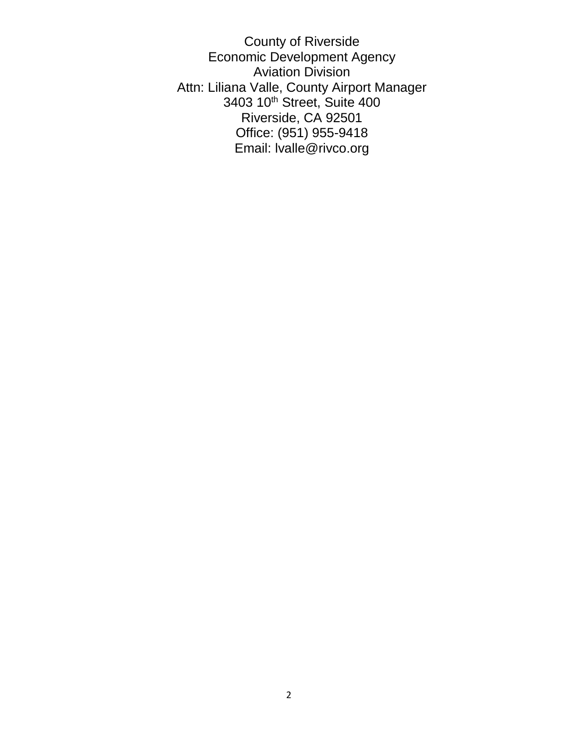County of Riverside
Economic Development Agency
Aviation Division
Attn: Liliana Valle, County Airport Manager
3403 10th Street, Suite 400
Riverside, CA 92501
Office: (951) 955-9418
Email: lvalle@rivco.org